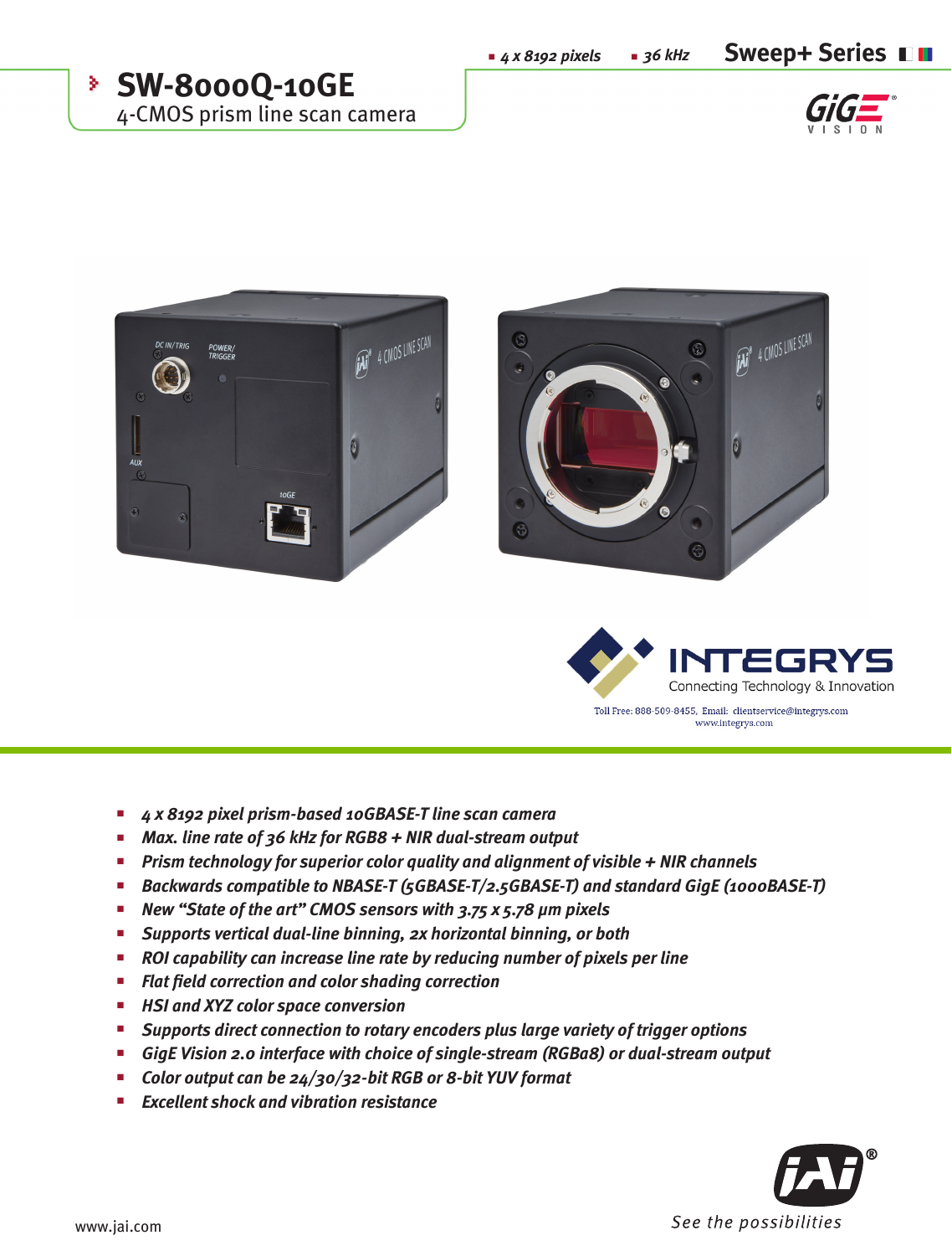- 4 x 8192 pixels
- 36 kHz

**Sweep+ Series**

# SW-8000Q-10GE

4-CMOS prism line scan camera

INTEGRYS
Connecting Technology & Innovation

Toll Free: 888-509-8455, Email: clientservice@integrys.com
www.integrys.com

- *4 x 8192 pixel prism-based 10GBASE-T line scan camera*
- *Max. line rate of 36 kHz for RGB8 + NIR dual-stream output*
- *Prism technology for superior color quality and alignment of visible + NIR channels*
- *Backwards compatible to NBASE-T (5GBASE-T/2.5GBASE-T) and standard GigE (1000BASE-T)*
- *New "State of the art" CMOS sensors with 3.75 x 5.78 µm pixels*
- *Supports vertical dual-line binning, 2x horizontal binning, or both*
- *ROI capability can increase line rate by reducing number of pixels per line*
- *Flat field correction and color shading correction*
- *HSI and XYZ color space conversion*
- *Supports direct connection to rotary encoders plus large variety of trigger options*
- *GigE Vision 2.0 interface with choice of single-stream (RGBa8) or dual-stream output*
- *Color output can be 24/30/32-bit RGB or 8-bit YUV format*
- *Excellent shock and vibration resistance*

www.jai.com

See the possibilities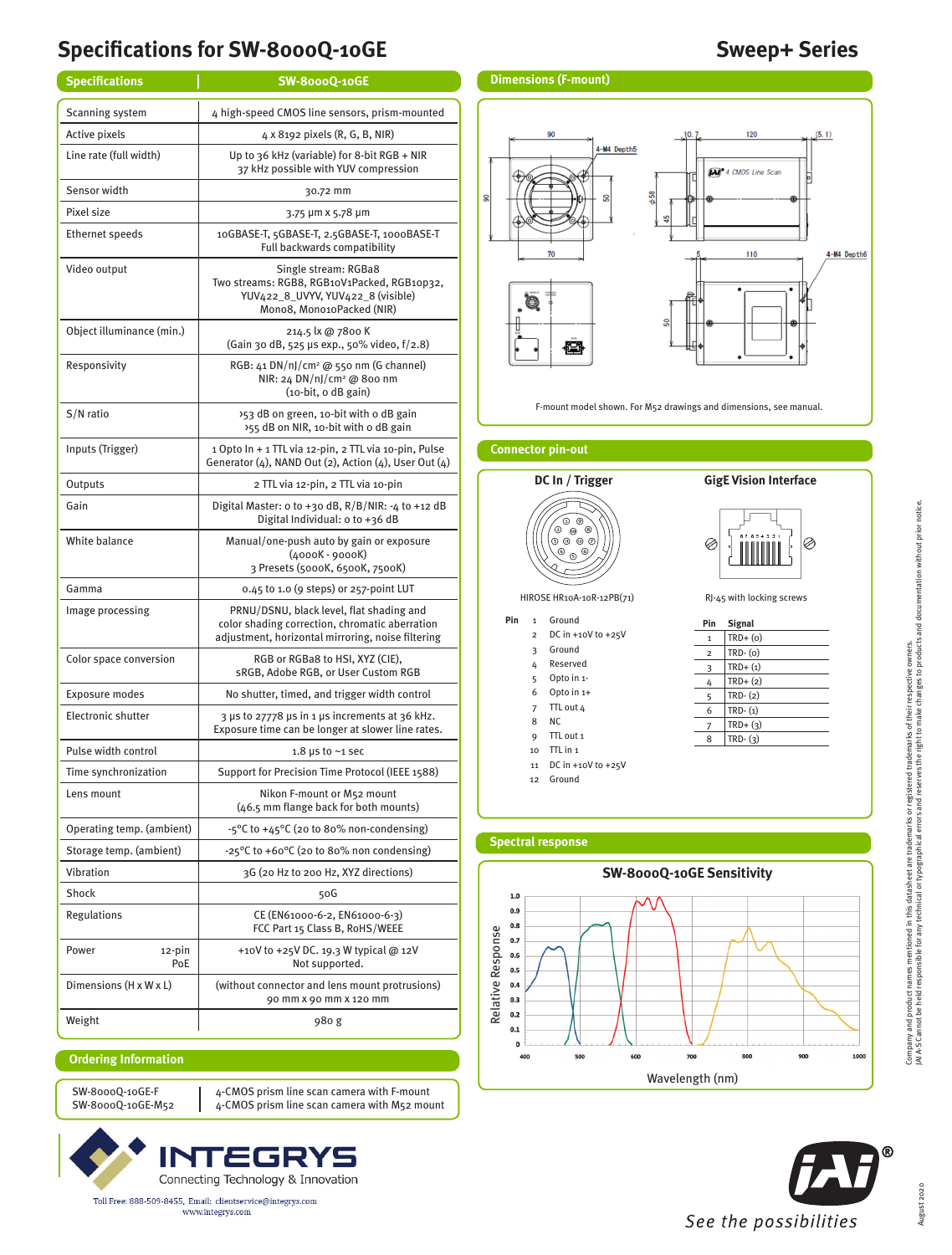# Specifications for SW-8000Q-10GE

## Sweep+ Series

| Specifications | SW-8000Q-10GE |
|---|---|
| Scanning system | 4 high-speed CMOS line sensors, prism-mounted |
| Active pixels | 4 x 8192 pixels (R, G, B, NIR) |
| Line rate (full width) | Up to 36 kHz (variable) for 8-bit RGB + NIR<br>37 kHz possible with YUV compression |
| Sensor width | 30.72 mm |
| Pixel size | 3.75 μm x 5.78 μm |
| Ethernet speeds | 10GBASE-T, 5GBASE-T, 2.5GBASE-T, 1000BASE-T<br>Full backwards compatibility |
| Video output | Single stream: RGBa8<br>Two streams: RGB8, RGB10V1Packed, RGB10p32, YUV422_8_UYVY, YUV422_8 (visible)<br>Mono8, Mono10Packed (NIR) |
| Object illuminance (min.) | 214.5 lx @ 7800 K<br>(Gain 30 dB, 525 μs exp., 50% video, f/2.8) |
| Responsivity | RGB: 41 DN/nJ/cm² @ 550 nm (G channel)<br>NIR: 24 DN/nJ/cm² @ 800 nm<br>(10-bit, 0 dB gain) |
| S/N ratio | >53 dB on green, 10-bit with 0 dB gain<br>>55 dB on NIR, 10-bit with 0 dB gain |
| Inputs (Trigger) | 1 Opto In + 1 TTL via 12-pin, 2 TTL via 10-pin, Pulse Generator (4), NAND Out (2), Action (4), User Out (4) |
| Outputs | 2 TTL via 12-pin, 2 TTL via 10-pin |
| Gain | Digital Master: 0 to +30 dB, R/B/NIR: -4 to +12 dB<br>Digital Individual: 0 to +36 dB |
| White balance | Manual/one-push auto by gain or exposure<br>(4000K - 9000K)<br>3 Presets (5000K, 6500K, 7500K) |
| Gamma | 0.45 to 1.0 (9 steps) or 257-point LUT |
| Image processing | PRNU/DSNU, black level, flat shading and color shading correction, chromatic aberration adjustment, horizontal mirroring, noise filtering |
| Color space conversion | RGB or RGBa8 to HSI, XYZ (CIE), sRGB, Adobe RGB, or User Custom RGB |
| Exposure modes | No shutter, timed, and trigger width control |
| Electronic shutter | 3 μs to 27778 μs in 1 μs increments at 36 kHz.<br>Exposure time can be longer at slower line rates. |
| Pulse width control | 1.8 μs to ~1 sec |
| Time synchronization | Support for Precision Time Protocol (IEEE 1588) |
| Lens mount | Nikon F-mount or M52 mount<br>(46.5 mm flange back for both mounts) |
| Operating temp. (ambient) | -5°C to +45°C (20 to 80% non-condensing) |
| Storage temp. (ambient) | -25°C to +60°C (20 to 80% non condensing) |
| Vibration | 3G (20 Hz to 200 Hz, XYZ directions) |
| Shock | 50G |
| Regulations | CE (EN61000-6-2, EN61000-6-3)<br>FCC Part 15 Class B, RoHS/WEEE |
| Power — 12-pin | +10V to +25V DC. 19.3 W typical @ 12V |
| Power — PoE | Not supported. |
| Dimensions (H x W x L) | (without connector and lens mount protrusions)<br>90 mm x 90 mm x 120 mm |
| Weight | 980 g |

## Ordering Information

| | |
|---|---|
| SW-8000Q-10GE-F | 4-CMOS prism line scan camera with F-mount |
| SW-8000Q-10GE-M52 | 4-CMOS prism line scan camera with M52 mount |

## Dimensions (F-mount)

90
4-M4 Depth5
10.7
120
(5.1)
4 CMOS Line Scan
90
50
ϕ58
45
70
5
110
4-M4 Depth6
50

F-mount model shown. For M52 drawings and dimensions, see manual.

## Connector pin-out

### DC In / Trigger

HIROSE HR10A-10R-12PB(71)

| Pin | |
|---|---|
| 1 | Ground |
| 2 | DC in +10V to +25V |
| 3 | Ground |
| 4 | Reserved |
| 5 | Opto in 1- |
| 6 | Opto in 1+ |
| 7 | TTL out 4 |
| 8 | NC |
| 9 | TTL out 1 |
| 10 | TTL in 1 |
| 11 | DC in +10V to +25V |
| 12 | Ground |

### GigE Vision Interface

RJ-45 with locking screws

| Pin | Signal |
|---|---|
| 1 | TRD+ (0) |
| 2 | TRD- (0) |
| 3 | TRD+ (1) |
| 4 | TRD+ (2) |
| 5 | TRD- (2) |
| 6 | TRD- (1) |
| 7 | TRD+ (3) |
| 8 | TRD- (3) |

## Spectral response

SW-8000Q-10GE Sensitivity

Relative Response

1.0
0.9
0.8
0.7
0.6
0.5
0.4
0.3
0.2
0.1
0

400
500
600
700
800
900
1000

Wavelength (nm)

Company and product names mentioned in this datasheet are trademarks or registered trademarks of their respective owners.
JAI A-S cannot be held responsible for any technical or typographical errors and reserves the right to make changes to products and documentation without prior notice.

INTEGRYS
Connecting Technology & Innovation

Toll Free: 888-509-8455, Email: clientservice@integrys.com
www.integrys.com

See the possibilities

August 2020